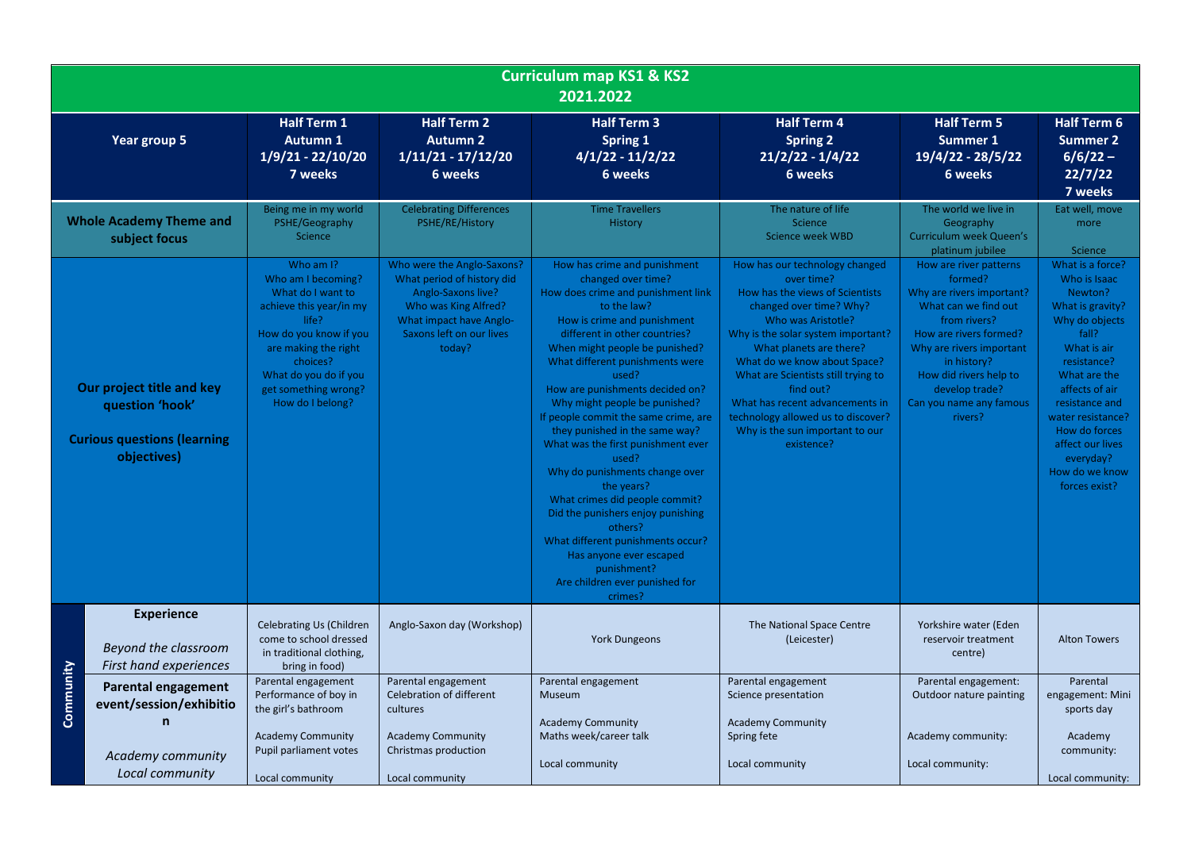# Curriculum map KS1 & KS2
## 2021.2022

| Year group 5 | | Half Term 1<br>Autumn 1<br>1/9/21 - 22/10/20<br>7 weeks | Half Term 2<br>Autumn 2<br>1/11/21 - 17/12/20<br>6 weeks | Half Term 3<br>Spring 1<br>4/1/22 - 11/2/22<br>6 weeks | Half Term 4<br>Spring 2<br>21/2/22 - 1/4/22<br>6 weeks | Half Term 5<br>Summer 1<br>19/4/22 - 28/5/22<br>6 weeks | Half Term 6<br>Summer 2<br>6/6/22 – 22/7/22<br>7 weeks |
|---|---|---|---|---|---|---|---|
| **Whole Academy Theme and subject focus** | | Being me in my world<br>PSHE/Geography<br>Science | Celebrating Differences<br>PSHE/RE/History | Time Travellers<br>History | The nature of life<br>Science<br>Science week WBD | The world we live in<br>Geography<br>Curriculum week Queen's platinum jubilee | Eat well, move more<br><br>Science |
| **Our project title and key question 'hook'**<br><br>**Curious questions (learning objectives)** | | Who am I?<br>Who am I becoming?<br>What do I want to achieve this year/in my life?<br>How do you know if you are making the right choices?<br>What do you do if you get something wrong?<br>How do I belong? | Who were the Anglo-Saxons?<br>What period of history did Anglo-Saxons live?<br>Who was King Alfred?<br>What impact have Anglo-Saxons left on our lives today? | How has crime and punishment changed over time?<br>How does crime and punishment link to the law?<br>How is crime and punishment different in other countries?<br>When might people be punished?<br>What different punishments were used?<br>How are punishments decided on?<br>Why might people be punished?<br>If people commit the same crime, are they punished in the same way?<br>What was the first punishment ever used?<br>Why do punishments change over the years?<br>What crimes did people commit?<br>Did the punishers enjoy punishing others?<br>What different punishments occur?<br>Has anyone ever escaped punishment?<br>Are children ever punished for crimes? | How has our technology changed over time?<br>How has the views of Scientists changed over time? Why?<br>Who was Aristotle?<br>Why is the solar system important?<br>What planets are there?<br>What do we know about Space?<br>What are Scientists still trying to find out?<br>What has recent advancements in technology allowed us to discover?<br>Why is the sun important to our existence? | How are river patterns formed?<br>Why are rivers important?<br>What can we find out from rivers?<br>How are rivers formed?<br>Why are rivers important in history?<br>How did rivers help to develop trade?<br>Can you name any famous rivers? | What is a force?<br>Who is Isaac Newton?<br>What is gravity?<br>Why do objects fall?<br>What is air resistance?<br>What are the affects of air resistance and water resistance?<br>How do forces affect our lives everyday?<br>How do we know forces exist? |
| **Community** | **Experience**<br><br>*Beyond the classroom*<br>*First hand experiences* | Celebrating Us (Children come to school dressed in traditional clothing, bring in food) | Anglo-Saxon day (Workshop) | York Dungeons | The National Space Centre (Leicester) | Yorkshire water (Eden reservoir treatment centre) | Alton Towers |
| | **Parental engagement event/session/exhibition**<br><br>*Academy community*<br>*Local community* | Parental engagement<br>Performance of boy in the girl's bathroom<br><br>Academy Community<br>Pupil parliament votes<br><br>Local community | Parental engagement<br>Celebration of different cultures<br><br>Academy Community<br>Christmas production<br><br>Local community | Parental engagement<br>Museum<br><br>Academy Community<br>Maths week/career talk<br><br>Local community | Parental engagement<br>Science presentation<br><br>Academy Community<br>Spring fete<br><br>Local community | Parental engagement:<br>Outdoor nature painting<br><br>Academy community:<br><br>Local community: | Parental engagement: Mini sports day<br><br>Academy community:<br><br>Local community: |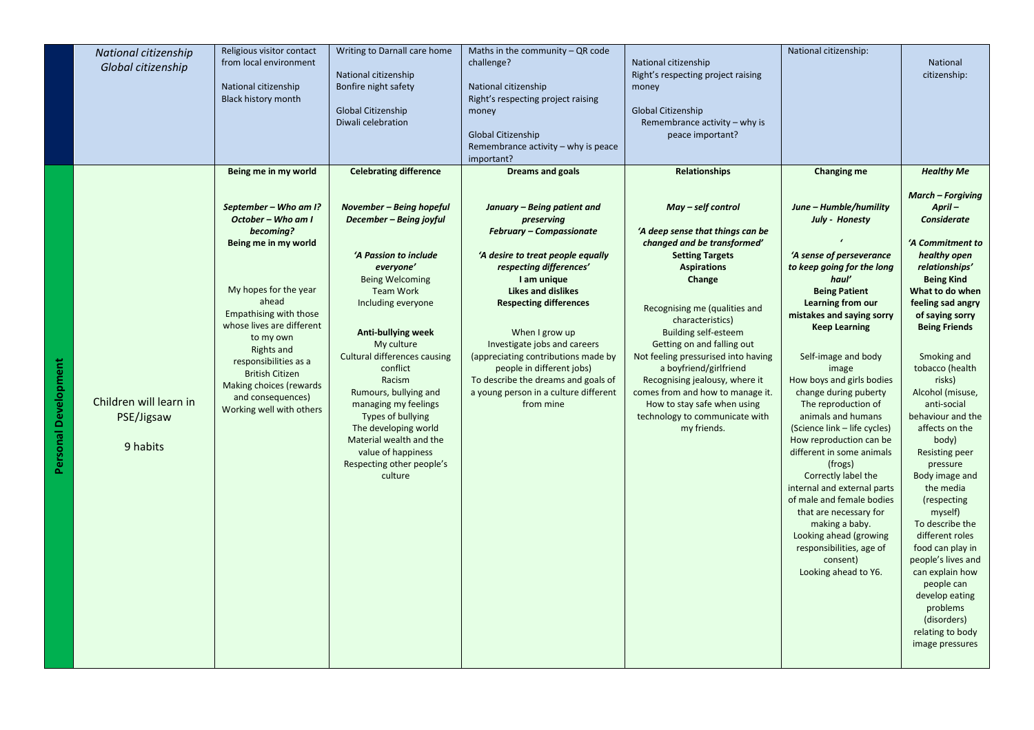| | | | | | | | |
|---|---|---|---|---|---|---|---|
| | *National citizenship*<br>*Global citizenship* | Religious visitor contact from local environment<br><br>National citizenship<br>Black history month | Writing to Darnall care home<br><br>National citizenship<br>Bonfire night safety<br><br>Global Citizenship<br>Diwali celebration | Maths in the community – QR code challenge?<br><br>National citizenship<br>Right's respecting project raising money<br><br>Global Citizenship<br>Remembrance activity – why is peace important? | National citizenship<br>Right's respecting project raising money<br><br>Global Citizenship<br>Remembrance activity – why is peace important? | National citizenship: | National citizenship: |
| **Personal Development** | Children will learn in PSE/Jigsaw<br><br>9 habits | **Being me in my world**<br><br>***September – Who am I?***<br>***October – Who am I becoming?***<br>**Being me in my world**<br><br>My hopes for the year ahead<br>Empathising with those whose lives are different to my own<br>Rights and responsibilities as a British Citizen<br>Making choices (rewards and consequences)<br>Working well with others | **Celebrating difference**<br><br>***November – Being hopeful***<br>***December – Being joyful***<br><br>***'A Passion to include everyone'***<br>Being Welcoming<br>Team Work<br>Including everyone<br><br>**Anti-bullying week**<br>My culture<br>Cultural differences causing conflict<br>Racism<br>Rumours, bullying and managing my feelings<br>Types of bullying<br>The developing world<br>Material wealth and the value of happiness<br>Respecting other people's culture | **Dreams and goals**<br><br>***January – Being patient and preserving***<br>***February – Compassionate***<br><br>***'A desire to treat people equally respecting differences'***<br>**I am unique**<br>**Likes and dislikes**<br>**Respecting differences**<br><br>When I grow up<br>Investigate jobs and careers (appreciating contributions made by people in different jobs)<br>To describe the dreams and goals of a young person in a culture different from mine | **Relationships**<br><br>***May – self control***<br><br>***'A deep sense that things can be changed and be transformed'***<br>**Setting Targets**<br>**Aspirations**<br>**Change**<br><br>Recognising me (qualities and characteristics)<br>Building self-esteem<br>Getting on and falling out<br>Not feeling pressurised into having a boyfriend/girlfriend<br>Recognising jealousy, where it comes from and how to manage it.<br>How to stay safe when using technology to communicate with my friends. | **Changing me**<br><br>***June – Humble/humility***<br>***July - Honesty***<br><br>***'***<br>***'A sense of perseverance to keep going for the long haul'***<br>**Being Patient**<br>**Learning from our mistakes and saying sorry**<br>**Keep Learning**<br><br>Self-image and body image<br>How boys and girls bodies change during puberty<br>The reproduction of animals and humans (Science link – life cycles)<br>How reproduction can be different in some animals (frogs)<br>Correctly label the internal and external parts of male and female bodies that are necessary for making a baby.<br>Looking ahead (growing responsibilities, age of consent)<br>Looking ahead to Y6. | ***Healthy Me***<br><br>***March – Forgiving***<br>***April – Considerate***<br><br>***'A Commitment to healthy open relationships'***<br>**Being Kind**<br>**What to do when feeling sad angry of saying sorry**<br>**Being Friends**<br><br>Smoking and tobacco (health risks)<br>Alcohol (misuse, anti-social behaviour and the affects on the body)<br>Resisting peer pressure<br>Body image and the media (respecting myself)<br>To describe the different roles food can play in people's lives and can explain how people can develop eating problems (disorders) relating to body image pressures |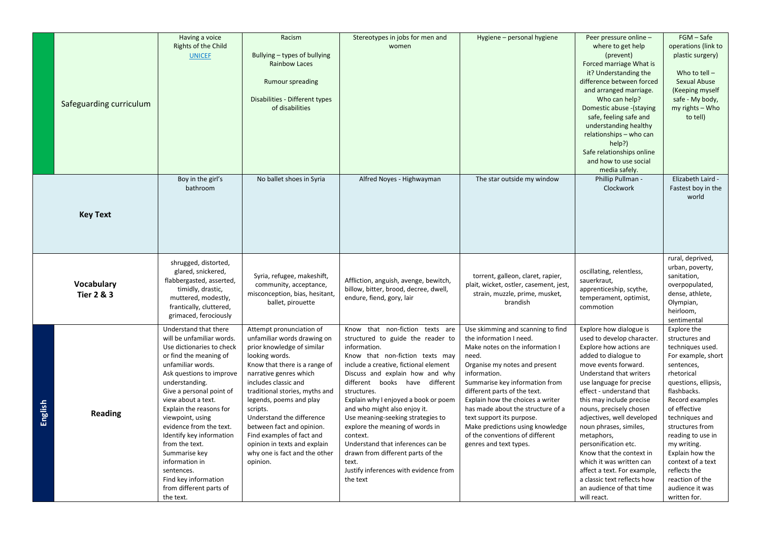| | | | | | | | |
|---|---|---|---|---|---|---|---|
| | Safeguarding curriculum | Having a voice<br>Rights of the Child<br>UNICEF | Racism<br><br>Bullying – types of bullying<br>Rainbow Laces<br><br>Rumour spreading<br><br>Disabilities - Different types of disabilities | Stereotypes in jobs for men and women | Hygiene – personal hygiene | Peer pressure online – where to get help (prevent)<br>Forced marriage What is it? Understanding the difference between forced and arranged marriage. Who can help?<br>Domestic abuse -(staying safe, feeling safe and understanding healthy relationships – who can help?)<br>Safe relationships online and how to use social media safely. | FGM – Safe operations (link to plastic surgery)<br><br>Who to tell – Sexual Abuse (Keeping myself safe - My body, my rights – Who to tell) |
| **Key Text** | | Boy in the girl's bathroom | No ballet shoes in Syria | Alfred Noyes - Highwayman | The star outside my window | Phillip Pullman - Clockwork | Elizabeth Laird - Fastest boy in the world |
| **Vocabulary Tier 2 & 3** | | shrugged, distorted, glared, snickered, flabbergasted, asserted, timidly, drastic, muttered, modestly, frantically, cluttered, grimaced, ferociously | Syria, refugee, makeshift, community, acceptance, misconception, bias, hesitant, ballet, pirouette | Affliction, anguish, avenge, bewitch, billow, bitter, brood, decree, dwell, endure, fiend, gory, lair | torrent, galleon, claret, rapier, plait, wicket, ostler, casement, jest, strain, muzzle, prime, musket, brandish | oscillating, relentless, sauerkraut, apprenticeship, scythe, temperament, optimist, commotion | rural, deprived, urban, poverty, sanitation, overpopulated, dense, athlete, Olympian, heirloom, sentimental |
| English | **Reading** | Understand that there will be unfamiliar words.<br>Use dictionaries to check or find the meaning of unfamiliar words.<br>Ask questions to improve understanding.<br>Give a personal point of view about a text.<br>Explain the reasons for viewpoint, using evidence from the text.<br>Identify key information from the text.<br>Summarise key information in sentences.<br>Find key information from different parts of the text. | Attempt pronunciation of unfamiliar words drawing on prior knowledge of similar looking words.<br>Know that there is a range of narrative genres which includes classic and traditional stories, myths and legends, poems and play scripts.<br>Understand the difference between fact and opinion.<br>Find examples of fact and opinion in texts and explain why one is fact and the other opinion. | Know that non-fiction texts are structured to guide the reader to information.<br>Know that non-fiction texts may include a creative, fictional element<br>Discuss and explain how and why different books have different structures.<br>Explain why I enjoyed a book or poem and who might also enjoy it.<br>Use meaning-seeking strategies to explore the meaning of words in context.<br>Understand that inferences can be drawn from different parts of the text.<br>Justify inferences with evidence from the text | Use skimming and scanning to find the information I need.<br>Make notes on the information I need.<br>Organise my notes and present information.<br>Summarise key information from different parts of the text.<br>Explain how the choices a writer has made about the structure of a text support its purpose.<br>Make predictions using knowledge of the conventions of different genres and text types. | Explore how dialogue is used to develop character.<br>Explore how actions are added to dialogue to move events forward.<br>Understand that writers use language for precise effect - understand that this may include precise nouns, precisely chosen adjectives, well developed noun phrases, similes, metaphors, personification etc.<br>Know that the context in which it was written can affect a text. For example, a classic text reflects how an audience of that time will react. | Explore the structures and techniques used. For example, short sentences, rhetorical questions, ellipsis, flashbacks.<br>Record examples of effective techniques and structures from reading to use in my writing.<br>Explain how the context of a text reflects the reaction of the audience it was written for. |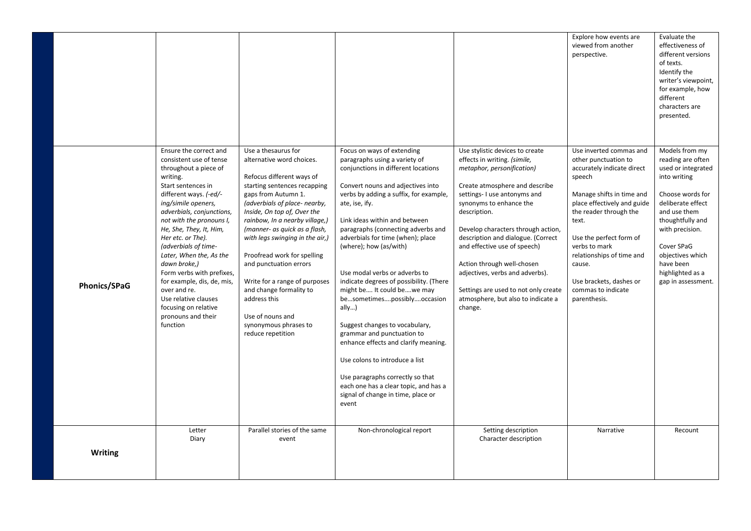| | | | | | | | |
|---|---|---|---|---|---|---|---|
| | | | | | | Explore how events are viewed from another perspective. | Evaluate the effectiveness of different versions of texts.<br>Identify the writer's viewpoint, for example, how different characters are presented. |
| | **Phonics/SPaG** | Ensure the correct and consistent use of tense throughout a piece of writing.<br>Start sentences in different ways. *(-ed/-ing/simile openers, adverbials, conjunctions, not with the pronouns I, He, She, They, It, Him, Her etc. or The). (adverbials of time- Later, When the, As the dawn broke,)*<br>Form verbs with prefixes, for example, dis, de, mis, over and re.<br>Use relative clauses focusing on relative pronouns and their function | Use a thesaurus for alternative word choices.<br><br>Refocus different ways of starting sentences recapping gaps from Autumn 1. *(adverbials of place- nearby, Inside, On top of, Over the rainbow, In a nearby village,) (manner- as quick as a flash, with legs swinging in the air,)*<br><br>Proofread work for spelling and punctuation errors<br><br>Write for a range of purposes and change formality to address this<br><br>Use of nouns and synonymous phrases to reduce repetition | Focus on ways of extending paragraphs using a variety of conjunctions in different locations<br><br>Convert nouns and adjectives into verbs by adding a suffix, for example, ate, ise, ify.<br><br>Link ideas within and between paragraphs (connecting adverbs and adverbials for time (when); place (where); how (as/with)<br><br>Use modal verbs or adverbs to indicate degrees of possibility. (There might be…. It could be….we may be…sometimes….possibly….occasion ally…)<br><br>Suggest changes to vocabulary, grammar and punctuation to enhance effects and clarify meaning.<br><br>Use colons to introduce a list<br><br>Use paragraphs correctly so that each one has a clear topic, and has a signal of change in time, place or event | Use stylistic devices to create effects in writing. *(simile, metaphor, personification)*<br><br>Create atmosphere and describe settings- I use antonyms and synonyms to enhance the description.<br><br>Develop characters through action, description and dialogue. (Correct and effective use of speech)<br><br>Action through well-chosen adjectives, verbs and adverbs).<br><br>Settings are used to not only create atmosphere, but also to indicate a change. | Use inverted commas and other punctuation to accurately indicate direct speech<br><br>Manage shifts in time and place effectively and guide the reader through the text.<br><br>Use the perfect form of verbs to mark relationships of time and cause.<br><br>Use brackets, dashes or commas to indicate parenthesis. | Models from my reading are often used or integrated into writing<br><br>Choose words for deliberate effect and use them thoughtfully and with precision.<br><br>Cover SPaG objectives which have been highlighted as a gap in assessment. |
| | **Writing** | Letter<br>Diary | Parallel stories of the same event | Non-chronological report | Setting description<br>Character description | Narrative | Recount |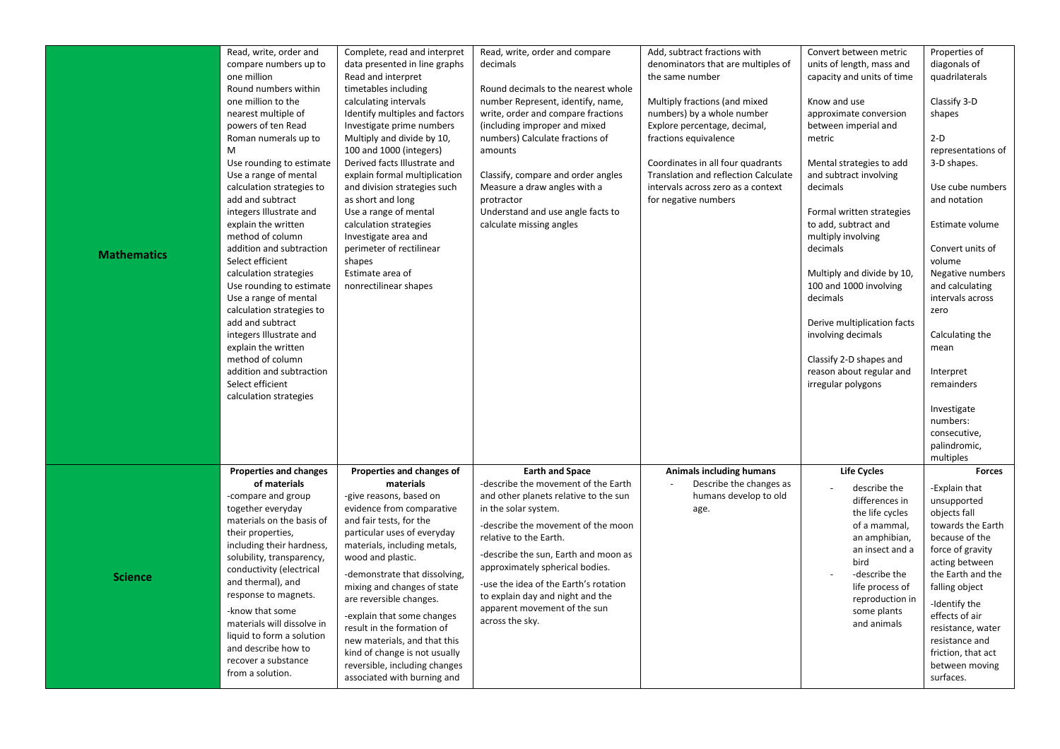| | | | | | | |
|---|---|---|---|---|---|---|
| **Mathematics** | Read, write, order and compare numbers up to one million<br>Round numbers within one million to the nearest multiple of powers of ten Read Roman numerals up to M<br>Use rounding to estimate<br>Use a range of mental calculation strategies to add and subtract integers Illustrate and explain the written method of column addition and subtraction<br>Select efficient calculation strategies<br>Use rounding to estimate<br>Use a range of mental calculation strategies to add and subtract integers Illustrate and explain the written method of column addition and subtraction<br>Select efficient calculation strategies | Complete, read and interpret data presented in line graphs<br>Read and interpret timetables including calculating intervals<br>Identify multiples and factors<br>Investigate prime numbers<br>Multiply and divide by 10, 100 and 1000 (integers)<br>Derived facts Illustrate and explain formal multiplication and division strategies such as short and long<br>Use a range of mental calculation strategies<br>Investigate area and perimeter of rectilinear shapes<br>Estimate area of nonrectilinear shapes | Read, write, order and compare decimals<br><br>Round decimals to the nearest whole number Represent, identify, name, write, order and compare fractions (including improper and mixed numbers) Calculate fractions of amounts<br><br>Classify, compare and order angles<br>Measure a draw angles with a protractor<br>Understand and use angle facts to calculate missing angles | Add, subtract fractions with denominators that are multiples of the same number<br><br>Multiply fractions (and mixed numbers) by a whole number<br>Explore percentage, decimal, fractions equivalence<br><br>Coordinates in all four quadrants<br>Translation and reflection Calculate intervals across zero as a context for negative numbers | Convert between metric units of length, mass and capacity and units of time<br><br>Know and use approximate conversion between imperial and metric<br><br>Mental strategies to add and subtract involving decimals<br><br>Formal written strategies to add, subtract and multiply involving decimals<br><br>Multiply and divide by 10, 100 and 1000 involving decimals<br><br>Derive multiplication facts involving decimals<br><br>Classify 2-D shapes and reason about regular and irregular polygons | Properties of diagonals of quadrilaterals<br><br>Classify 3-D shapes<br><br>2-D representations of 3-D shapes.<br><br>Use cube numbers and notation<br><br>Estimate volume<br><br>Convert units of volume<br>Negative numbers and calculating intervals across zero<br><br>Calculating the mean<br><br>Interpret remainders<br><br>Investigate numbers: consecutive, palindromic, multiples |
| **Science** | **Properties and changes of materials**<br>-compare and group together everyday materials on the basis of their properties, including their hardness, solubility, transparency, conductivity (electrical and thermal), and response to magnets.<br>-know that some materials will dissolve in liquid to form a solution and describe how to recover a substance from a solution. | **Properties and changes of materials**<br>-give reasons, based on evidence from comparative and fair tests, for the particular uses of everyday materials, including metals, wood and plastic.<br>-demonstrate that dissolving, mixing and changes of state are reversible changes.<br>-explain that some changes result in the formation of new materials, and that this kind of change is not usually reversible, including changes associated with burning and | **Earth and Space**<br>-describe the movement of the Earth and other planets relative to the sun in the solar system.<br>-describe the movement of the moon relative to the Earth.<br>-describe the sun, Earth and moon as approximately spherical bodies.<br>-use the idea of the Earth's rotation to explain day and night and the apparent movement of the sun across the sky. | **Animals including humans**<br>- Describe the changes as humans develop to old age. | **Life Cycles**<br>- describe the differences in the life cycles of a mammal, an amphibian, an insect and a bird<br>- -describe the life process of reproduction in some plants and animals | **Forces**<br>-Explain that unsupported objects fall towards the Earth because of the force of gravity acting between the Earth and the falling object<br>-Identify the effects of air resistance, water resistance and friction, that act between moving surfaces. |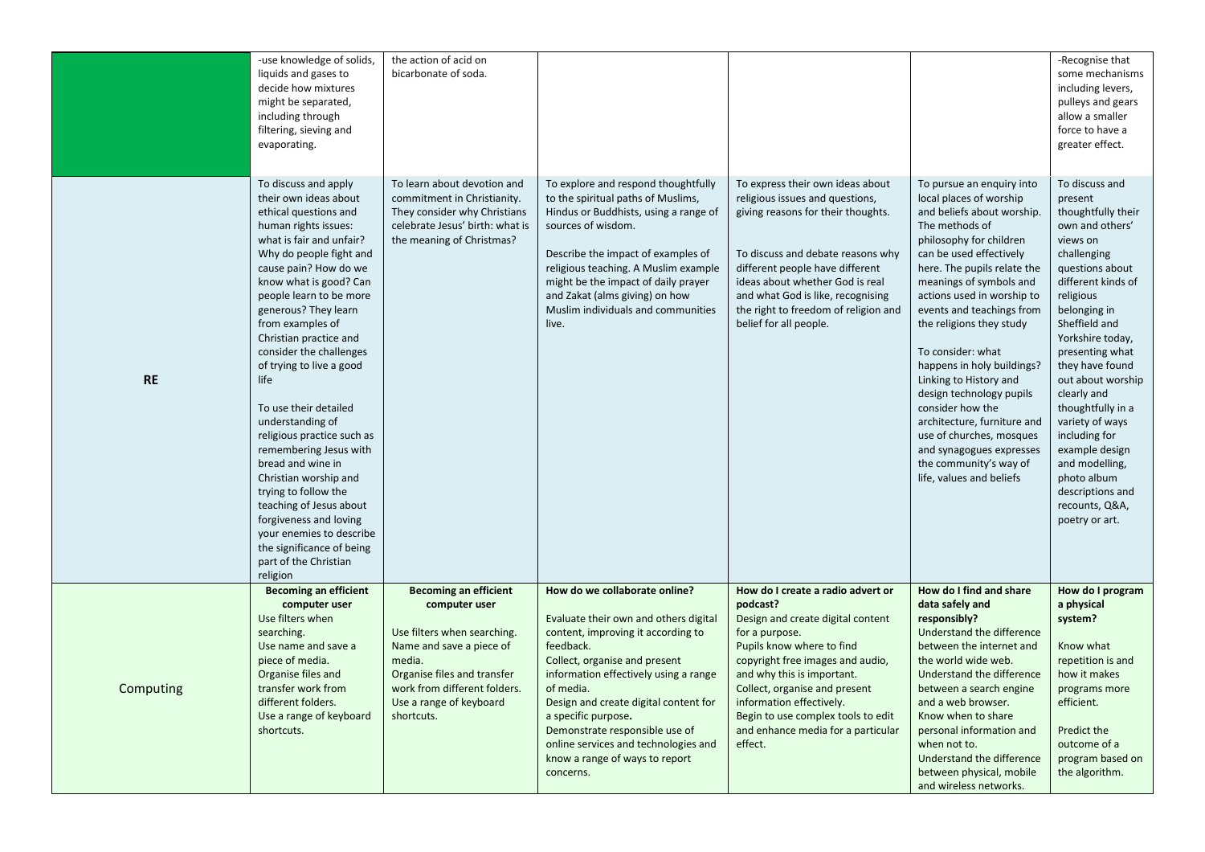| | | | | | | |
|---|---|---|---|---|---|---|
| | -use knowledge of solids, liquids and gases to decide how mixtures might be separated, including through filtering, sieving and evaporating. | the action of acid on bicarbonate of soda. | | | | -Recognise that some mechanisms including levers, pulleys and gears allow a smaller force to have a greater effect. |
| **RE** | To discuss and apply their own ideas about ethical questions and human rights issues: what is fair and unfair? Why do people fight and cause pain? How do we know what is good? Can people learn to be more generous? They learn from examples of Christian practice and consider the challenges of trying to live a good life<br><br>To use their detailed understanding of religious practice such as remembering Jesus with bread and wine in Christian worship and trying to follow the teaching of Jesus about forgiveness and loving your enemies to describe the significance of being part of the Christian religion | To learn about devotion and commitment in Christianity. They consider why Christians celebrate Jesus' birth: what is the meaning of Christmas? | To explore and respond thoughtfully to the spiritual paths of Muslims, Hindus or Buddhists, using a range of sources of wisdom.<br><br>Describe the impact of examples of religious teaching. A Muslim example might be the impact of daily prayer and Zakat (alms giving) on how Muslim individuals and communities live. | To express their own ideas about religious issues and questions, giving reasons for their thoughts.<br><br>To discuss and debate reasons why different people have different ideas about whether God is real and what God is like, recognising the right to freedom of religion and belief for all people. | To pursue an enquiry into local places of worship and beliefs about worship. The methods of philosophy for children can be used effectively here. The pupils relate the meanings of symbols and actions used in worship to events and teachings from the religions they study<br><br>To consider: what happens in holy buildings? Linking to History and design technology pupils consider how the architecture, furniture and use of churches, mosques and synagogues expresses the community's way of life, values and beliefs | To discuss and present thoughtfully their own and others' views on challenging questions about different kinds of religious belonging in Sheffield and Yorkshire today, presenting what they have found out about worship clearly and thoughtfully in a variety of ways including for example design and modelling, photo album descriptions and recounts, Q&A, poetry or art. |
| Computing | **Becoming an efficient computer user**<br>Use filters when searching.<br>Use name and save a piece of media.<br>Organise files and transfer work from different folders.<br>Use a range of keyboard shortcuts. | **Becoming an efficient computer user**<br><br>Use filters when searching.<br>Name and save a piece of media.<br>Organise files and transfer work from different folders.<br>Use a range of keyboard shortcuts. | **How do we collaborate online?**<br><br>Evaluate their own and others digital content, improving it according to feedback.<br>Collect, organise and present information effectively using a range of media.<br>Design and create digital content for a specific purpose**.**<br>Demonstrate responsible use of online services and technologies and know a range of ways to report concerns. | **How do I create a radio advert or podcast?**<br>Design and create digital content for a purpose.<br>Pupils know where to find copyright free images and audio, and why this is important.<br>Collect, organise and present information effectively.<br>Begin to use complex tools to edit and enhance media for a particular effect. | **How do I find and share data safely and responsibly?**<br>Understand the difference between the internet and the world wide web.<br>Understand the difference between a search engine and a web browser.<br>Know when to share personal information and when not to.<br>Understand the difference between physical, mobile and wireless networks. | **How do I program a physical system?**<br><br>Know what repetition is and how it makes programs more efficient.<br><br>Predict the outcome of a program based on the algorithm. |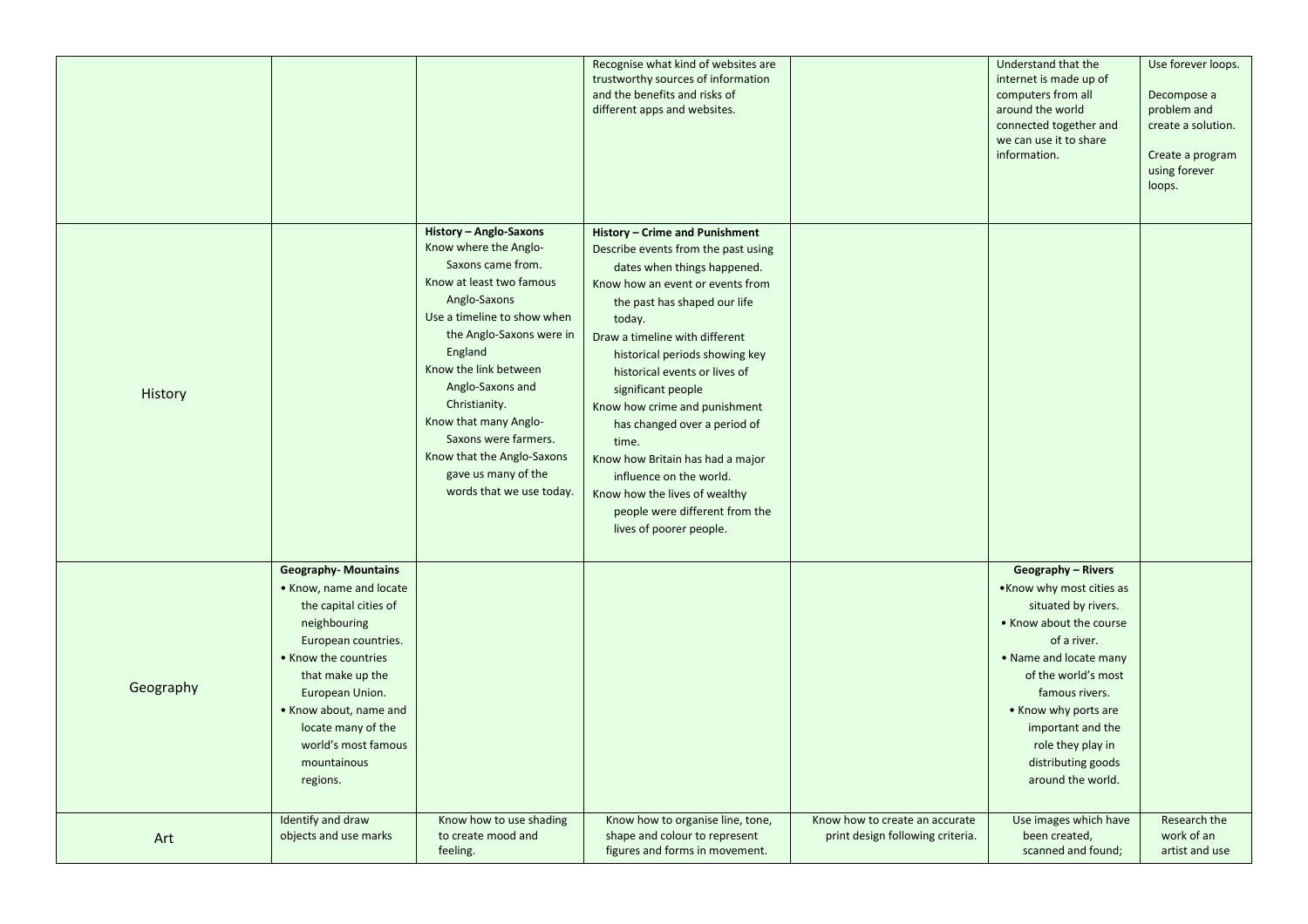| | | | | | | |
|---|---|---|---|---|---|---|
| | | | Recognise what kind of websites are trustworthy sources of information and the benefits and risks of different apps and websites. | | Understand that the internet is made up of computers from all around the world connected together and we can use it to share information. | Use forever loops.<br><br>Decompose a problem and create a solution.<br><br>Create a program using forever loops. |
| History | | **History – Anglo-Saxons**<br>Know where the Anglo-Saxons came from.<br>Know at least two famous Anglo-Saxons<br>Use a timeline to show when the Anglo-Saxons were in England<br>Know the link between Anglo-Saxons and Christianity.<br>Know that many Anglo-Saxons were farmers.<br>Know that the Anglo-Saxons gave us many of the words that we use today. | **History – Crime and Punishment**<br>Describe events from the past using dates when things happened.<br>Know how an event or events from the past has shaped our life today.<br>Draw a timeline with different historical periods showing key historical events or lives of significant people<br>Know how crime and punishment has changed over a period of time.<br>Know how Britain has had a major influence on the world.<br>Know how the lives of wealthy people were different from the lives of poorer people. | | | |
| Geography | **Geography- Mountains**<br>• Know, name and locate the capital cities of neighbouring European countries.<br>• Know the countries that make up the European Union.<br>• Know about, name and locate many of the world's most famous mountainous regions. | | | | **Geography – Rivers**<br>•Know why most cities as situated by rivers.<br>• Know about the course of a river.<br>• Name and locate many of the world's most famous rivers.<br>• Know why ports are important and the role they play in distributing goods around the world. | |
| Art | Identify and draw objects and use marks | Know how to use shading to create mood and feeling. | Know how to organise line, tone, shape and colour to represent figures and forms in movement. | Know how to create an accurate print design following criteria. | Use images which have been created, scanned and found; | Research the work of an artist and use |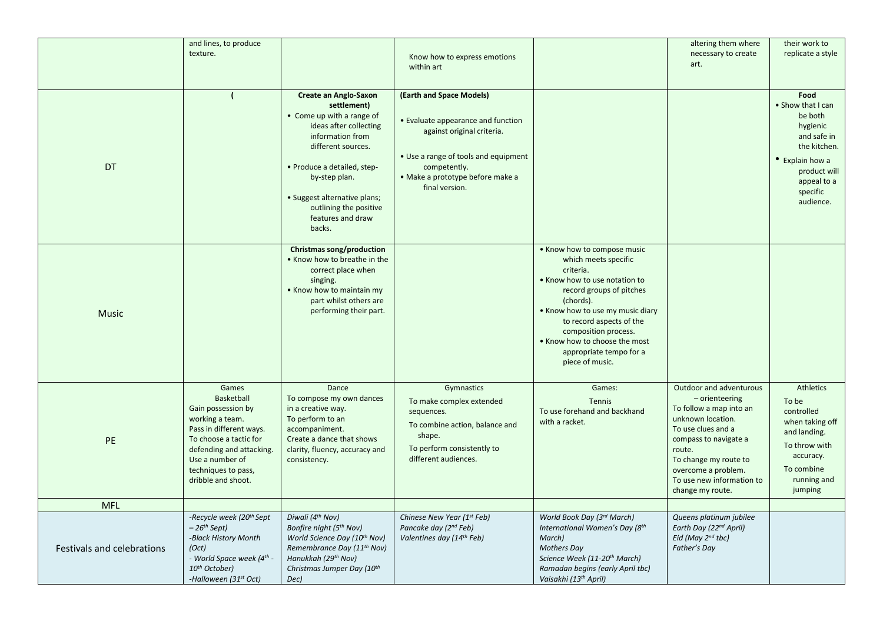| | | | | | | |
|---|---|---|---|---|---|---|
| | and lines, to produce texture. | | Know how to express emotions within art | | altering them where necessary to create art. | their work to replicate a style |
| DT | ( | **Create an Anglo-Saxon settlement)** • Come up with a range of ideas after collecting information from different sources. • Produce a detailed, step-by-step plan. • Suggest alternative plans; outlining the positive features and draw backs. | **(Earth and Space Models)** • Evaluate appearance and function against original criteria. • Use a range of tools and equipment competently. • Make a prototype before make a final version. | | | **Food** • Show that I can be both hygienic and safe in the kitchen. • Explain how a product will appeal to a specific audience. |
| Music | | **Christmas song/production** • Know how to breathe in the correct place when singing. • Know how to maintain my part whilst others are performing their part. | | • Know how to compose music which meets specific criteria. • Know how to use notation to record groups of pitches (chords). • Know how to use my music diary to record aspects of the composition process. • Know how to choose the most appropriate tempo for a piece of music. | | |
| PE | Games Basketball Gain possession by working a team. Pass in different ways. To choose a tactic for defending and attacking. Use a number of techniques to pass, dribble and shoot. | Dance To compose my own dances in a creative way. To perform to an accompaniment. Create a dance that shows clarity, fluency, accuracy and consistency. | Gymnastics To make complex extended sequences. To combine action, balance and shape. To perform consistently to different audiences. | Games: Tennis To use forehand and backhand with a racket. | Outdoor and adventurous – orienteering To follow a map into an unknown location. To use clues and a compass to navigate a route. To change my route to overcome a problem. To use new information to change my route. | Athletics To be controlled when taking off and landing. To throw with accuracy. To combine running and jumping |
| MFL | | | | | | |
| Festivals and celebrations | *-Recycle week (20th Sept – 26th Sept)* *-Black History Month (Oct)* *- World Space week (4th - 10th October)* *-Halloween (31st Oct)* | *Diwali (4th Nov)* *Bonfire night (5th Nov)* *World Science Day (10th Nov)* *Remembrance Day (11th Nov)* *Hanukkah (29th Nov)* *Christmas Jumper Day (10th Dec)* | *Chinese New Year (1st Feb)* *Pancake day (2nd Feb)* *Valentines day (14th Feb)* | *World Book Day (3rd March)* *International Women's Day (8th March)* *Mothers Day* *Science Week (11-20th March)* *Ramadan begins (early April tbc)* *Vaisakhi (13th April)* | *Queens platinum jubilee* *Earth Day (22nd April)* *Eid (May 2nd tbc)* *Father's Day* | |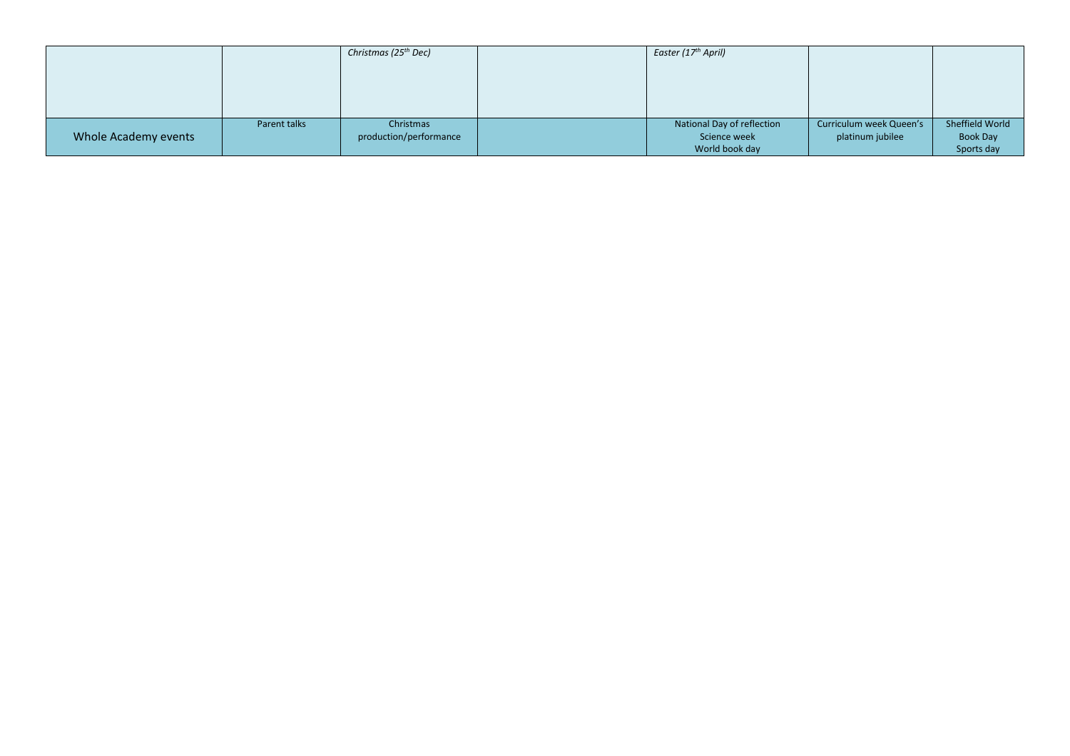| | | | | | | |
|---|---|---|---|---|---|---|
| | | *Christmas (25th Dec)* | | *Easter (17th April)* | | |
| Whole Academy events | Parent talks | Christmas production/performance | | National Day of reflection<br>Science week<br>World book day | Curriculum week Queen's platinum jubilee | Sheffield World Book Day<br>Sports day |